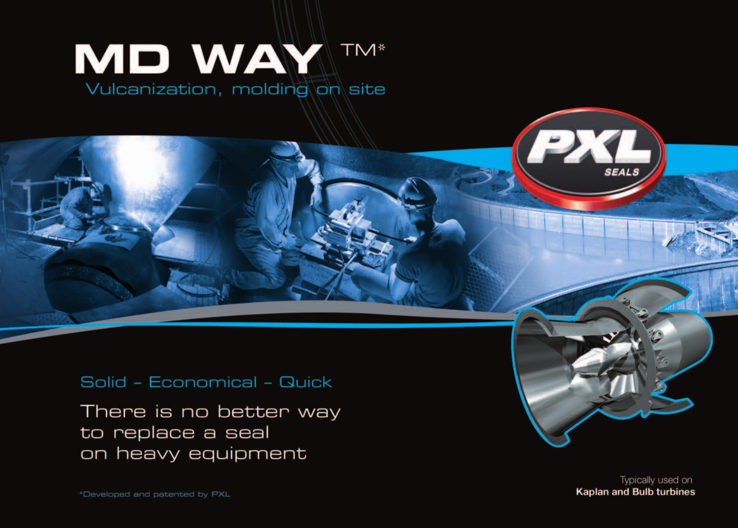# MD WAY ™*

## Vulcanization, molding on site

PXL SEALS

Solid – Economical – Quick

There is no better way
to replace a seal
on heavy equipment

*Developed and patented by PXL

Typically used on
**Kaplan and Bulb turbines**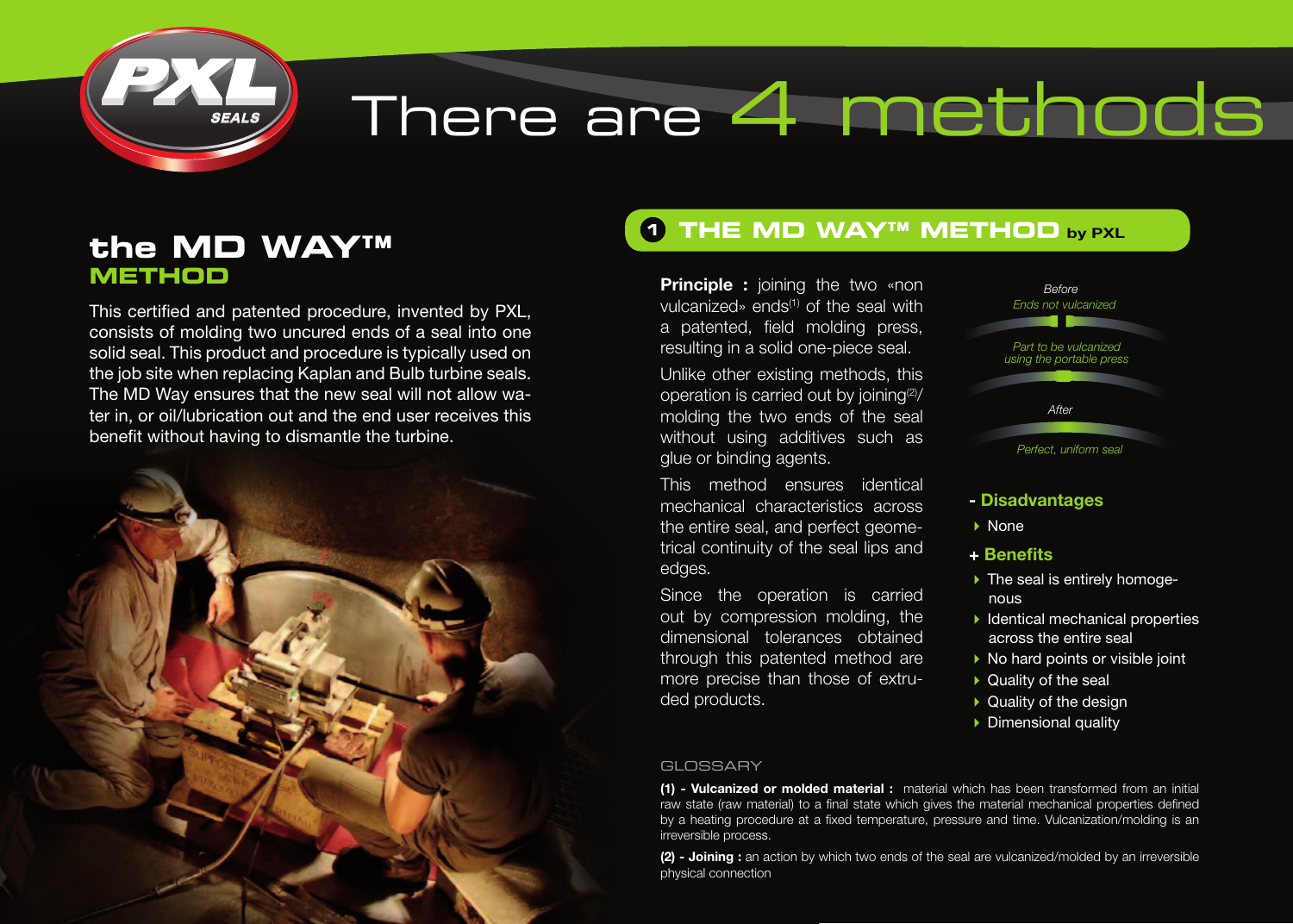# There are 4 methods

## the MD WAY™ METHOD

This certified and patented procedure, invented by PXL, consists of molding two uncured ends of a seal into one solid seal. This product and procedure is typically used on the job site when replacing Kaplan and Bulb turbine seals. The MD Way ensures that the new seal will not allow water in, or oil/lubrication out and the end user receives this benefit without having to dismantle the turbine.

## 1 THE MD WAY™ METHOD by PXL

**Principle :** joining the two «non vulcanized» ends[1] of the seal with a patented, field molding press, resulting in a solid one-piece seal.

Unlike other existing methods, this operation is carried out by joining[2]/ molding the two ends of the seal without using additives such as glue or binding agents.

This method ensures identical mechanical characteristics across the entire seal, and perfect geometrical continuity of the seal lips and edges.

Since the operation is carried out by compression molding, the dimensional tolerances obtained through this patented method are more precise than those of extruded products.

*Before*
*Ends not vulcanized*

*Part to be vulcanized using the portable press*

*After*

*Perfect, uniform seal*

### - Disadvantages

- None

### + Benefits

- The seal is entirely homogenous
- Identical mechanical properties across the entire seal
- No hard points or visible joint
- Quality of the seal
- Quality of the design
- Dimensional quality

### GLOSSARY

**(1) - Vulcanized or molded material :** material which has been transformed from an initial raw state (raw material) to a final state which gives the material mechanical properties defined by a heating procedure at a fixed temperature, pressure and time. Vulcanization/molding is an irreversible process.

**(2) - Joining :** an action by which two ends of the seal are vulcanized/molded by an irreversible physical connection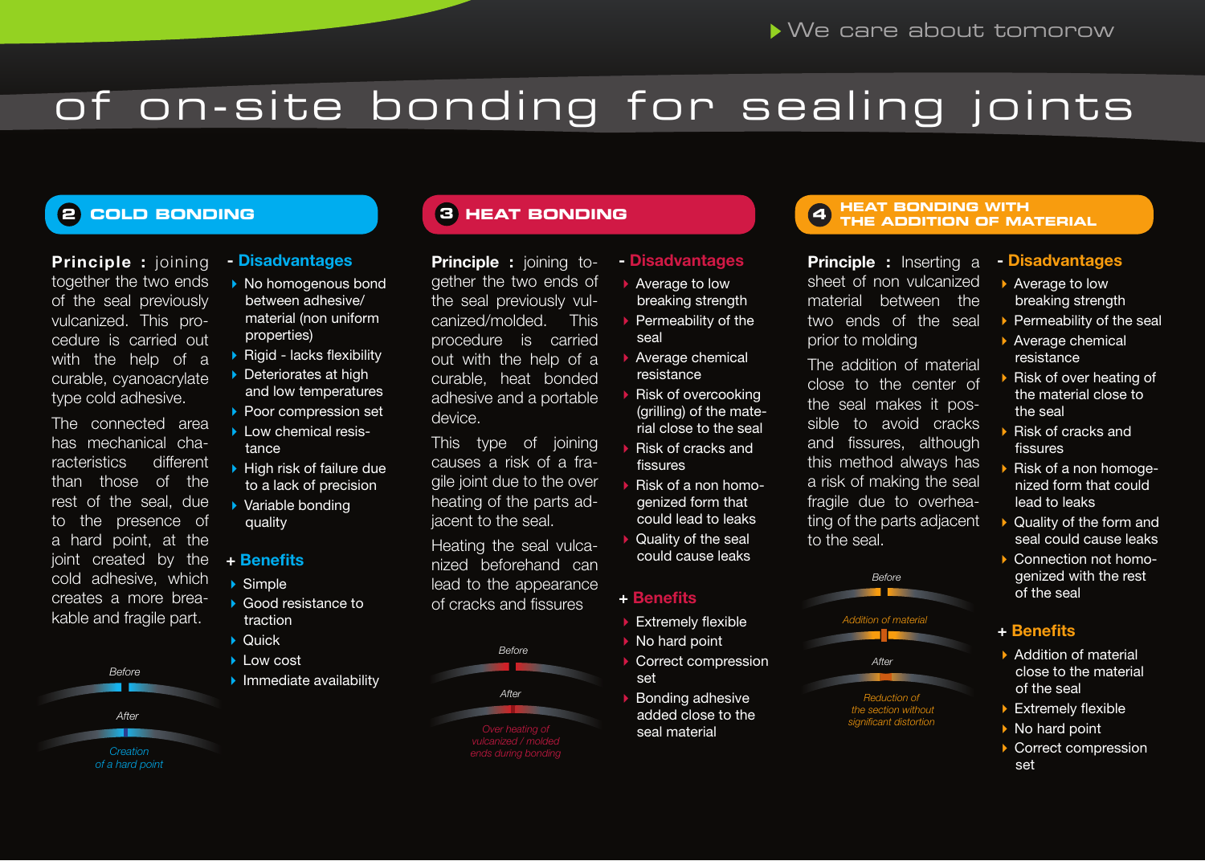We care about tomorrow

# of on-site bonding for sealing joints

## 2 COLD BONDING

**Principle :** joining together the two ends of the seal previously vulcanized. This procedure is carried out with the help of a curable, cyanoacrylate type cold adhesive.

The connected area has mechanical characteristics different than those of the rest of the seal, due to the presence of a hard point, at the joint created by the cold adhesive, which creates a more breakable and fragile part.

Before

After

*Creation of a hard point*

### - Disadvantages

- No homogenous bond between adhesive/ material (non uniform properties)
- Rigid - lacks flexibility
- Deteriorates at high and low temperatures
- Poor compression set
- Low chemical resistance
- High risk of failure due to a lack of precision
- Variable bonding quality

### + Benefits

- Simple
- Good resistance to traction
- Quick
- Low cost
- Immediate availability

## 3 HEAT BONDING

**Principle :** joining together the two ends of the seal previously vulcanized/molded. This procedure is carried out with the help of a curable, heat bonded adhesive and a portable device.

This type of joining causes a risk of a fragile joint due to the over heating of the parts adjacent to the seal.

Heating the seal vulcanized beforehand can lead to the appearance of cracks and fissures

Before

After

*Over heating of vulcanized / molded ends during bonding*

### - Disadvantages

- Average to low breaking strength
- Permeability of the seal
- Average chemical resistance
- Risk of overcooking (grilling) of the material close to the seal
- Risk of cracks and fissures
- Risk of a non homogenized form that could lead to leaks
- Quality of the seal could cause leaks

### + Benefits

- Extremely flexible
- No hard point
- Correct compression set
- Bonding adhesive added close to the seal material

## 4 HEAT BONDING WITH THE ADDITION OF MATERIAL

**Principle :** Inserting a sheet of non vulcanized material between the two ends of the seal prior to molding

The addition of material close to the center of the seal makes it possible to avoid cracks and fissures, although this method always has a risk of making the seal fragile due to overheating of the parts adjacent to the seal.

Before

*Addition of material*

After

*Reduction of the section without significant distortion*

### - Disadvantages

- Average to low breaking strength
- Permeability of the seal
- Average chemical resistance
- Risk of over heating of the material close to the seal
- Risk of cracks and fissures
- Risk of a non homogenized form that could lead to leaks
- Quality of the form and seal could cause leaks
- Connection not homogenized with the rest of the seal

### + Benefits

- Addition of material close to the material of the seal
- Extremely flexible
- No hard point
- Correct compression set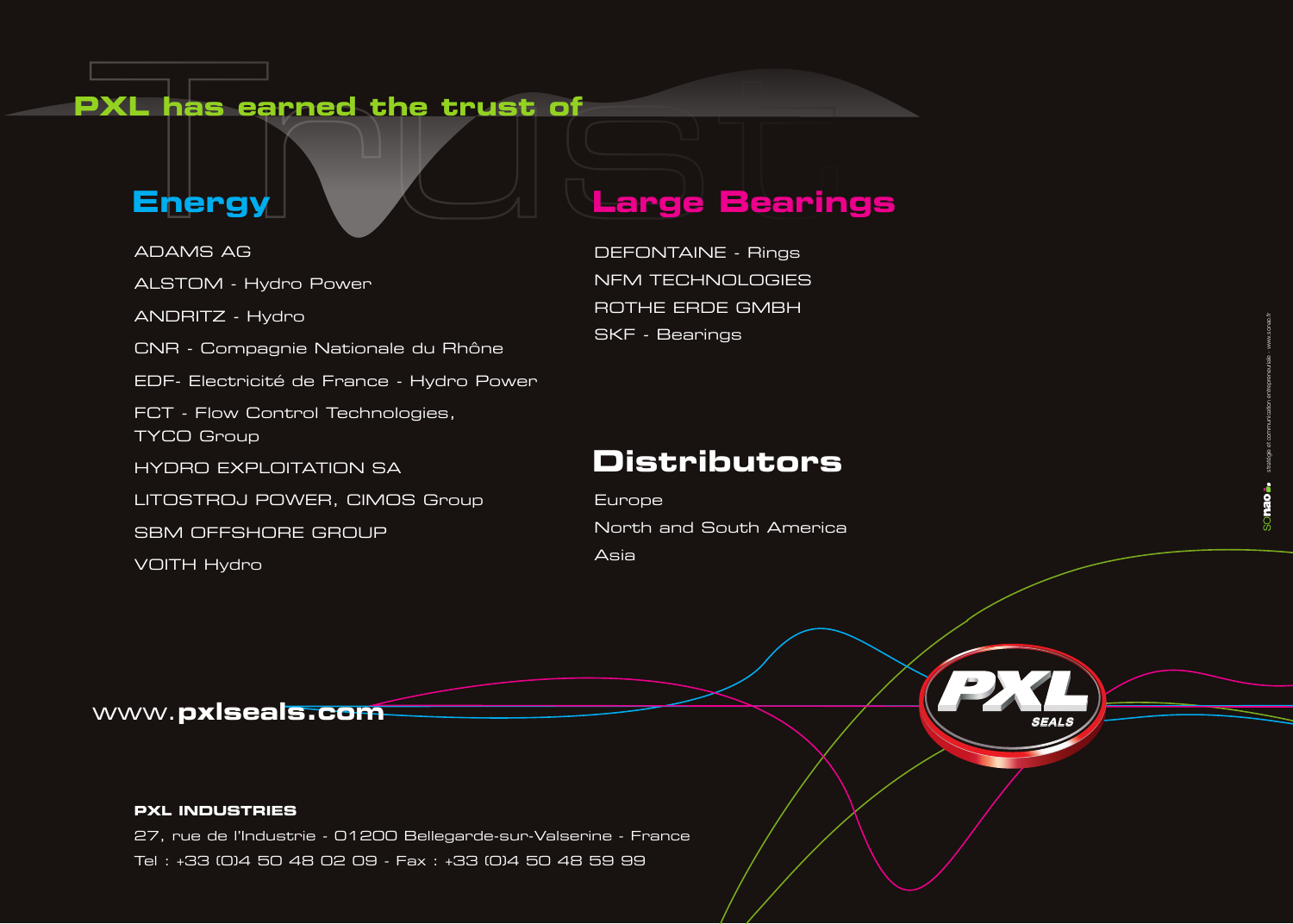## PXL has earned the trust of

### Energy

ADAMS AG

ALSTOM - Hydro Power

ANDRITZ - Hydro

CNR - Compagnie Nationale du Rhône

EDF- Electricité de France - Hydro Power

FCT - Flow Control Technologies,
TYCO Group

HYDRO EXPLOITATION SA

LITOSTROJ POWER, CIMOS Group

SBM OFFSHORE GROUP

VOITH Hydro

### Large Bearings

DEFONTAINE - Rings

NFM TECHNOLOGIES

ROTHE ERDE GMBH

SKF - Bearings

### Distributors

Europe

North and South America

Asia

www.**pxlseals.com**

**PXL INDUSTRIES**

27, rue de l'Industrie - 01200 Bellegarde-sur-Valserine - France

Tel : +33 (0)4 50 48 02 09 - Fax : +33 (0)4 50 48 59 99